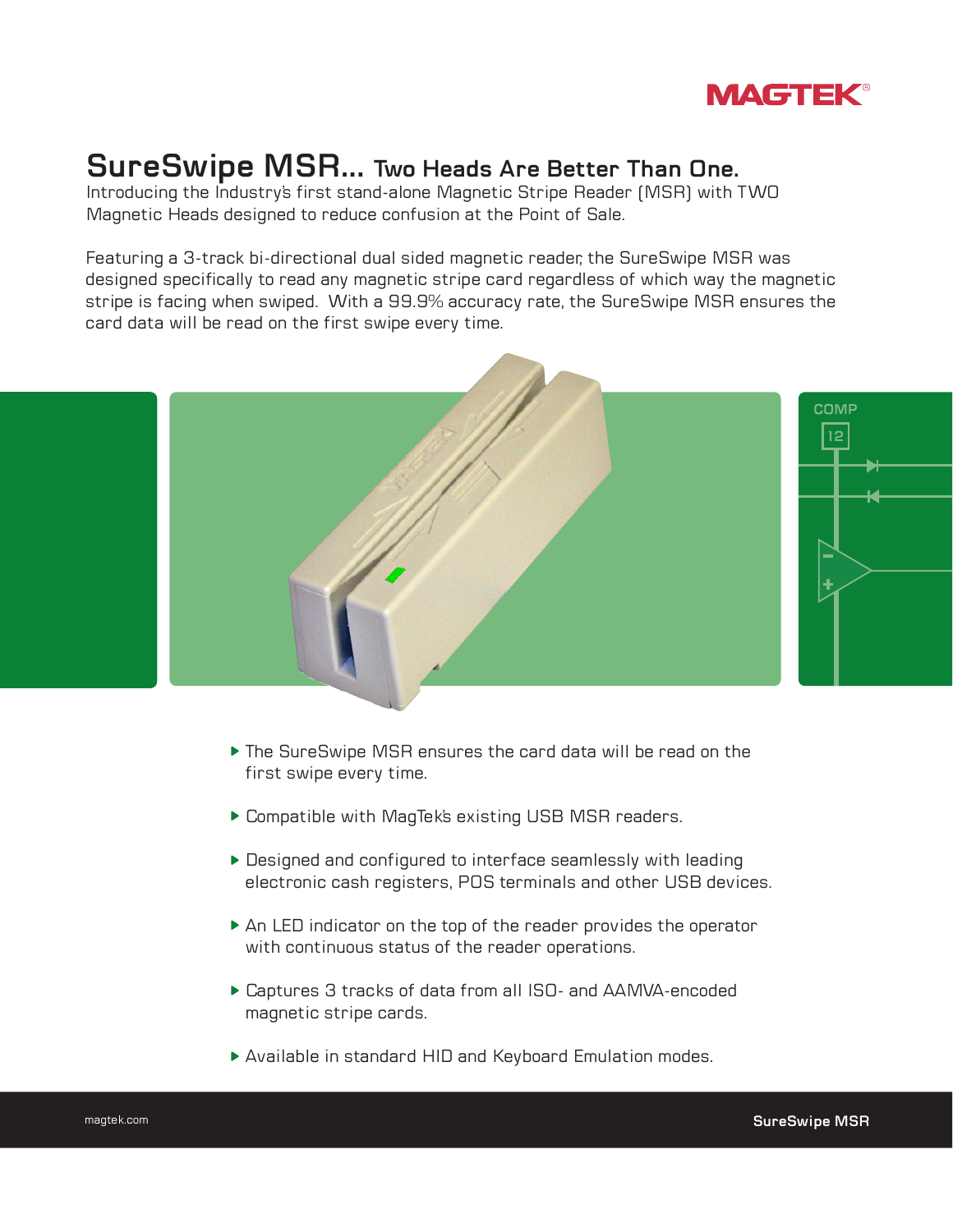MAGTEK®

# SureSwipe MSR... Two Heads Are Better Than One.

Introducing the Industry's first stand-alone Magnetic Stripe Reader (MSR) with TWO Magnetic Heads designed to reduce confusion at the Point of Sale.

Featuring a 3-track bi-directional dual sided magnetic reader, the SureSwipe MSR was designed specifically to read any magnetic stripe card regardless of which way the magnetic stripe is facing when swiped. With a 99.9% accuracy rate, the SureSwipe MSR ensures the card data will be read on the first swipe every time.

- The SureSwipe MSR ensures the card data will be read on the first swipe every time.
- Compatible with MagTek's existing USB MSR readers.
- Designed and configured to interface seamlessly with leading electronic cash registers, POS terminals and other USB devices.
- An LED indicator on the top of the reader provides the operator with continuous status of the reader operations.
- Captures 3 tracks of data from all ISO- and AAMVA-encoded magnetic stripe cards.
- Available in standard HID and Keyboard Emulation modes.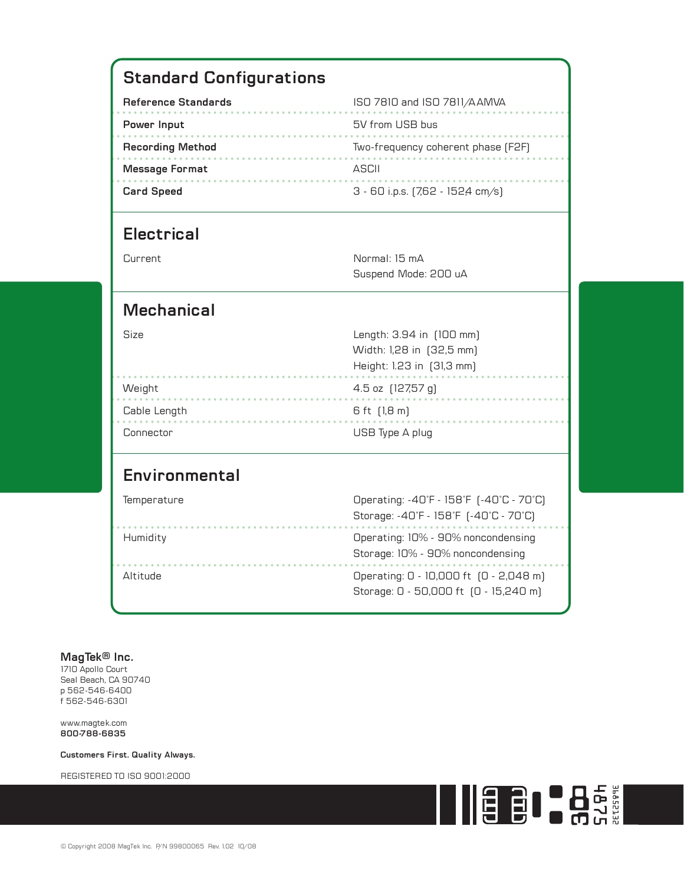## Standard Configurations

| | |
|---|---|
| **Reference Standards** | ISO 7810 and ISO 7811/AAMVA |
| **Power Input** | 5V from USB bus |
| **Recording Method** | Two-frequency coherent phase (F2F) |
| **Message Format** | ASCII |
| **Card Speed** | 3 - 60 i.p.s. (7,62 - 152,4 cm/s) |

## Electrical

| | |
|---|---|
| Current | Normal: 15 mA<br>Suspend Mode: 200 uA |

## Mechanical

| | |
|---|---|
| Size | Length: 3.94 in (100 mm)<br>Width: 1,28 in (32,5 mm)<br>Height: 1.23 in (31,3 mm) |
| Weight | 4.5 oz (127,57 g) |
| Cable Length | 6 ft (1,8 m) |
| Connector | USB Type A plug |

## Environmental

| | |
|---|---|
| Temperature | Operating: -40˚F - 158˚F (-40˚C - 70˚C)<br>Storage: -40˚F - 158˚F (-40˚C - 70˚C) |
| Humidity | Operating: 10% - 90% noncondensing<br>Storage: 10% - 90% noncondensing |
| Altitude | Operating: 0 - 10,000 ft (0 - 2,048 m)<br>Storage: 0 - 50,000 ft (0 - 15,240 m) |

**MagTek® Inc.**
1710 Apollo Court
Seal Beach, CA 90740
p 562-546-6400
f 562-546-6301

www.magtek.com
**800-788-6835**

**Customers First. Quality Always.**

REGISTERED TO ISO 9001:2000

© Copyright 2008 MagTek Inc. P/N 99800065 Rev. 1.02 10/08